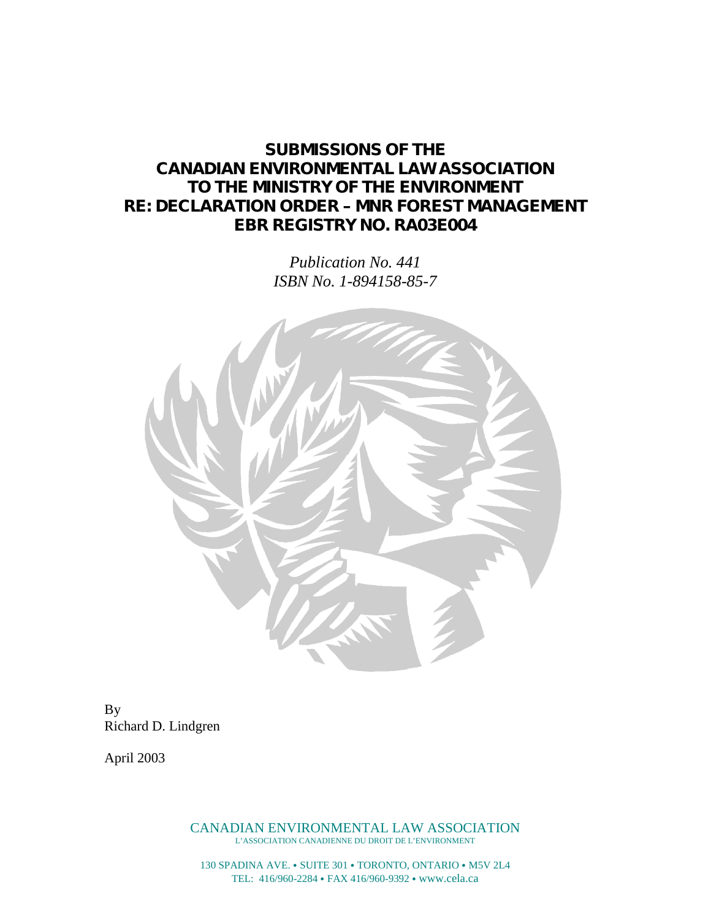# SUBMISSIONS OF THE CANADIAN ENVIRONMENTAL LAW ASSOCIATION TO THE MINISTRY OF THE ENVIRONMENT RE: DECLARATION ORDER – MNR FOREST MANAGEMENT EBR REGISTRY NO. RA03E004

*Publication No. 441*
*ISBN No. 1-894158-85-7*

By
Richard D. Lindgren

April 2003

CANADIAN ENVIRONMENTAL LAW ASSOCIATION
L'ASSOCIATION CANADIENNE DU DROIT DE L'ENVIRONMENT

130 SPADINA AVE. • SUITE 301 • TORONTO, ONTARIO • M5V 2L4
TEL: 416/960-2284 • FAX 416/960-9392 • www.cela.ca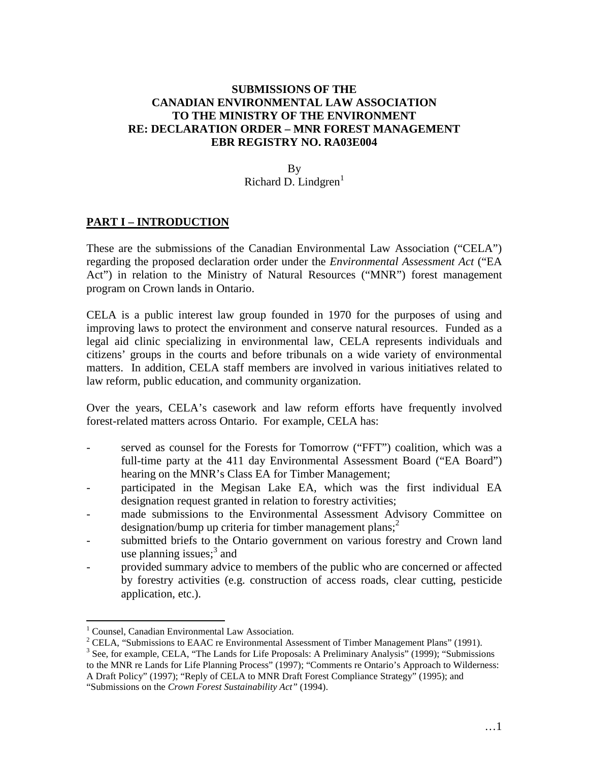**SUBMISSIONS OF THE CANADIAN ENVIRONMENTAL LAW ASSOCIATION TO THE MINISTRY OF THE ENVIRONMENT RE: DECLARATION ORDER – MNR FOREST MANAGEMENT EBR REGISTRY NO. RA03E004**

By
Richard D. Lindgren[1]

## PART I – INTRODUCTION

These are the submissions of the Canadian Environmental Law Association ("CELA") regarding the proposed declaration order under the *Environmental Assessment Act* ("EA Act") in relation to the Ministry of Natural Resources ("MNR") forest management program on Crown lands in Ontario.

CELA is a public interest law group founded in 1970 for the purposes of using and improving laws to protect the environment and conserve natural resources. Funded as a legal aid clinic specializing in environmental law, CELA represents individuals and citizens' groups in the courts and before tribunals on a wide variety of environmental matters. In addition, CELA staff members are involved in various initiatives related to law reform, public education, and community organization.

Over the years, CELA's casework and law reform efforts have frequently involved forest-related matters across Ontario. For example, CELA has:

- served as counsel for the Forests for Tomorrow ("FFT") coalition, which was a full-time party at the 411 day Environmental Assessment Board ("EA Board") hearing on the MNR's Class EA for Timber Management;
- participated in the Megisan Lake EA, which was the first individual EA designation request granted in relation to forestry activities;
- made submissions to the Environmental Assessment Advisory Committee on designation/bump up criteria for timber management plans;[2]
- submitted briefs to the Ontario government on various forestry and Crown land use planning issues;[3] and
- provided summary advice to members of the public who are concerned or affected by forestry activities (e.g. construction of access roads, clear cutting, pesticide application, etc.).

[1] Counsel, Canadian Environmental Law Association.

[2] CELA, "Submissions to EAAC re Environmental Assessment of Timber Management Plans" (1991).

[3] See, for example, CELA, "The Lands for Life Proposals: A Preliminary Analysis" (1999); "Submissions to the MNR re Lands for Life Planning Process" (1997); "Comments re Ontario's Approach to Wilderness: A Draft Policy" (1997); "Reply of CELA to MNR Draft Forest Compliance Strategy" (1995); and "Submissions on the *Crown Forest Sustainability Act*" (1994).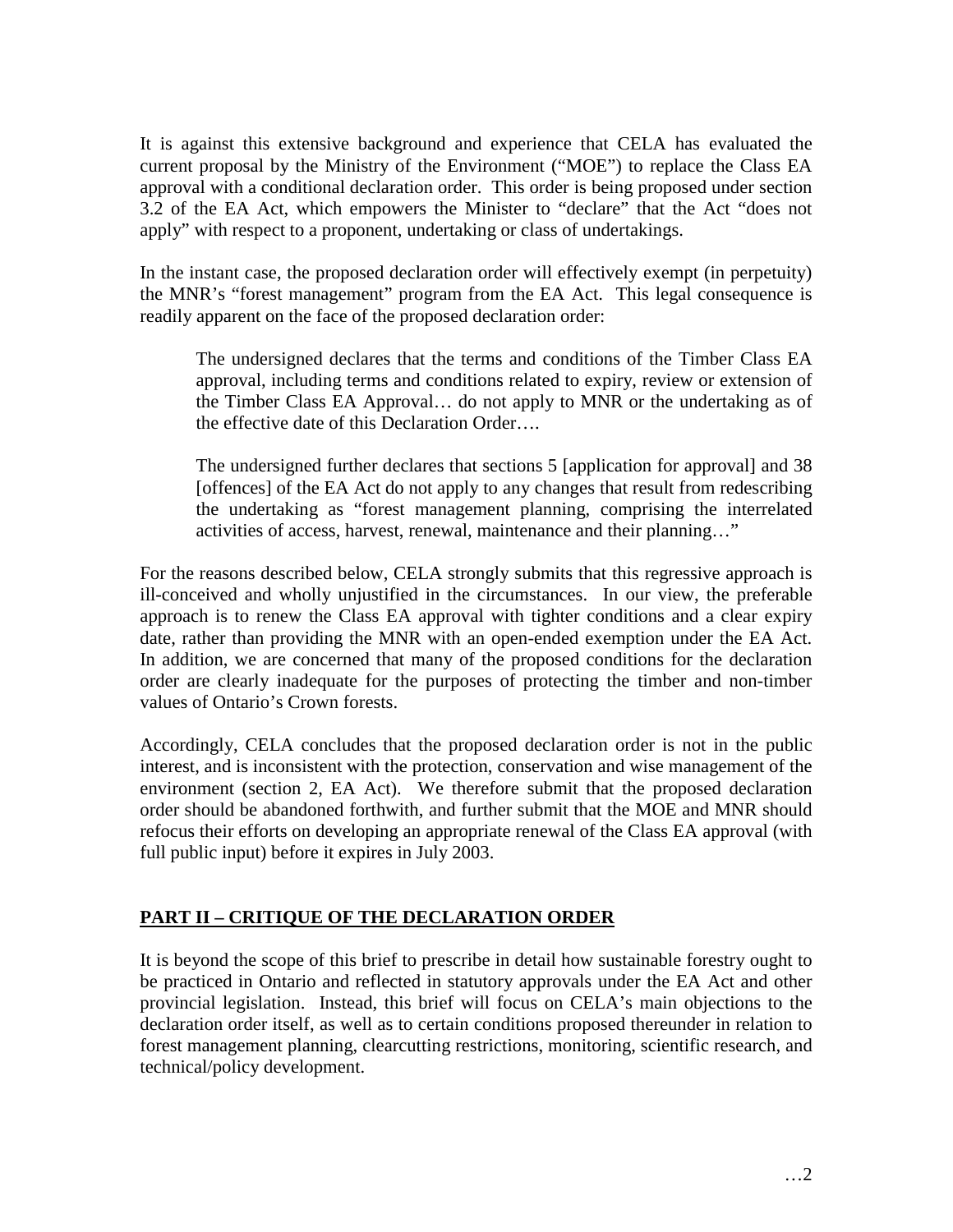It is against this extensive background and experience that CELA has evaluated the current proposal by the Ministry of the Environment ("MOE") to replace the Class EA approval with a conditional declaration order. This order is being proposed under section 3.2 of the EA Act, which empowers the Minister to "declare" that the Act "does not apply" with respect to a proponent, undertaking or class of undertakings.

In the instant case, the proposed declaration order will effectively exempt (in perpetuity) the MNR's "forest management" program from the EA Act. This legal consequence is readily apparent on the face of the proposed declaration order:

> The undersigned declares that the terms and conditions of the Timber Class EA approval, including terms and conditions related to expiry, review or extension of the Timber Class EA Approval… do not apply to MNR or the undertaking as of the effective date of this Declaration Order….
>
> The undersigned further declares that sections 5 [application for approval] and 38 [offences] of the EA Act do not apply to any changes that result from redescribing the undertaking as "forest management planning, comprising the interrelated activities of access, harvest, renewal, maintenance and their planning…"

For the reasons described below, CELA strongly submits that this regressive approach is ill-conceived and wholly unjustified in the circumstances. In our view, the preferable approach is to renew the Class EA approval with tighter conditions and a clear expiry date, rather than providing the MNR with an open-ended exemption under the EA Act. In addition, we are concerned that many of the proposed conditions for the declaration order are clearly inadequate for the purposes of protecting the timber and non-timber values of Ontario's Crown forests.

Accordingly, CELA concludes that the proposed declaration order is not in the public interest, and is inconsistent with the protection, conservation and wise management of the environment (section 2, EA Act). We therefore submit that the proposed declaration order should be abandoned forthwith, and further submit that the MOE and MNR should refocus their efforts on developing an appropriate renewal of the Class EA approval (with full public input) before it expires in July 2003.

## PART II – CRITIQUE OF THE DECLARATION ORDER

It is beyond the scope of this brief to prescribe in detail how sustainable forestry ought to be practiced in Ontario and reflected in statutory approvals under the EA Act and other provincial legislation. Instead, this brief will focus on CELA's main objections to the declaration order itself, as well as to certain conditions proposed thereunder in relation to forest management planning, clearcutting restrictions, monitoring, scientific research, and technical/policy development.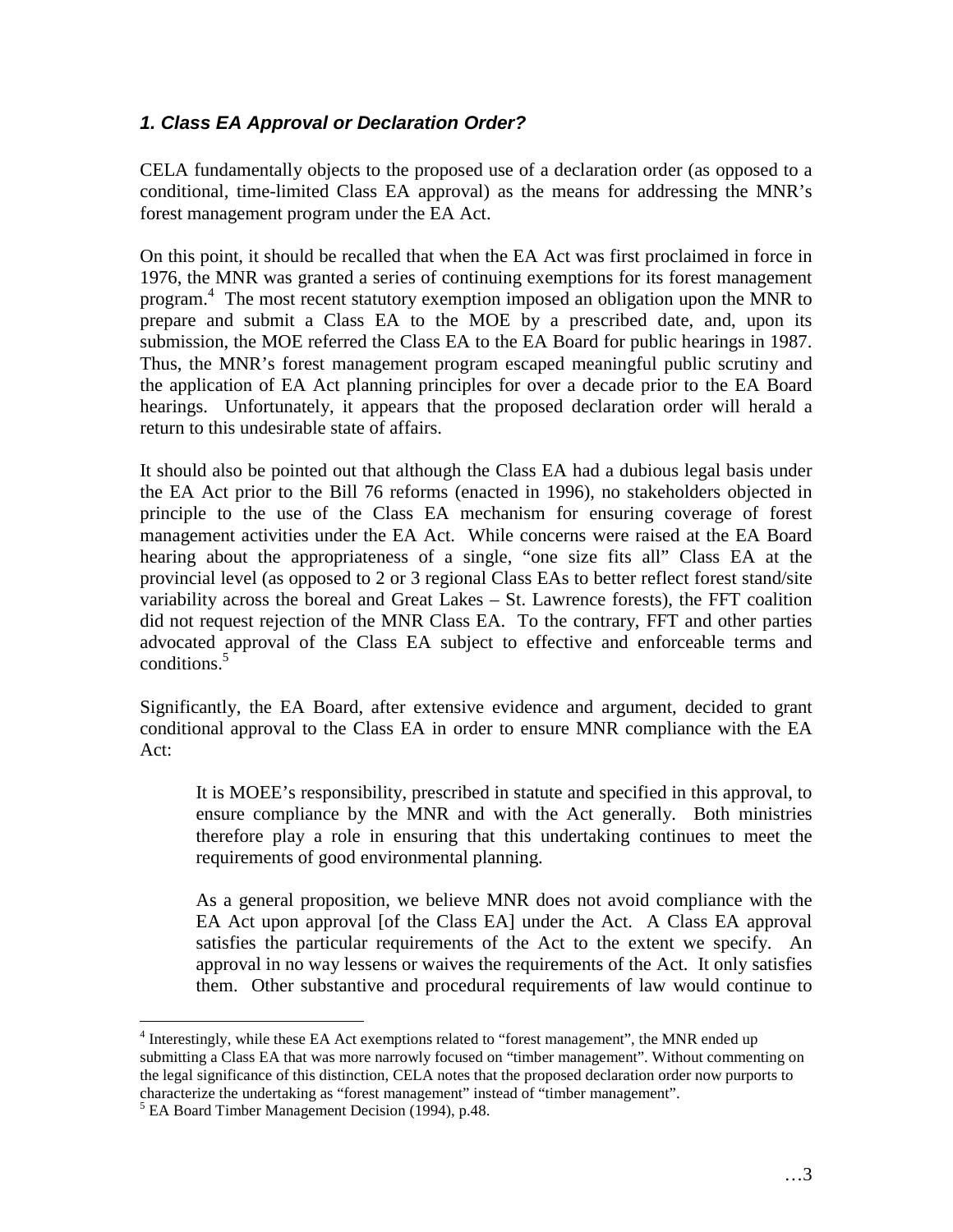### *1. Class EA Approval or Declaration Order?*

CELA fundamentally objects to the proposed use of a declaration order (as opposed to a conditional, time-limited Class EA approval) as the means for addressing the MNR's forest management program under the EA Act.

On this point, it should be recalled that when the EA Act was first proclaimed in force in 1976, the MNR was granted a series of continuing exemptions for its forest management program.[4] The most recent statutory exemption imposed an obligation upon the MNR to prepare and submit a Class EA to the MOE by a prescribed date, and, upon its submission, the MOE referred the Class EA to the EA Board for public hearings in 1987. Thus, the MNR's forest management program escaped meaningful public scrutiny and the application of EA Act planning principles for over a decade prior to the EA Board hearings. Unfortunately, it appears that the proposed declaration order will herald a return to this undesirable state of affairs.

It should also be pointed out that although the Class EA had a dubious legal basis under the EA Act prior to the Bill 76 reforms (enacted in 1996), no stakeholders objected in principle to the use of the Class EA mechanism for ensuring coverage of forest management activities under the EA Act. While concerns were raised at the EA Board hearing about the appropriateness of a single, "one size fits all" Class EA at the provincial level (as opposed to 2 or 3 regional Class EAs to better reflect forest stand/site variability across the boreal and Great Lakes – St. Lawrence forests), the FFT coalition did not request rejection of the MNR Class EA. To the contrary, FFT and other parties advocated approval of the Class EA subject to effective and enforceable terms and conditions.[5]

Significantly, the EA Board, after extensive evidence and argument, decided to grant conditional approval to the Class EA in order to ensure MNR compliance with the EA Act:

> It is MOEE's responsibility, prescribed in statute and specified in this approval, to ensure compliance by the MNR and with the Act generally. Both ministries therefore play a role in ensuring that this undertaking continues to meet the requirements of good environmental planning.
>
> As a general proposition, we believe MNR does not avoid compliance with the EA Act upon approval [of the Class EA] under the Act. A Class EA approval satisfies the particular requirements of the Act to the extent we specify. An approval in no way lessens or waives the requirements of the Act. It only satisfies them. Other substantive and procedural requirements of law would continue to

---

[4] Interestingly, while these EA Act exemptions related to "forest management", the MNR ended up submitting a Class EA that was more narrowly focused on "timber management". Without commenting on the legal significance of this distinction, CELA notes that the proposed declaration order now purports to characterize the undertaking as "forest management" instead of "timber management".

[5] EA Board Timber Management Decision (1994), p.48.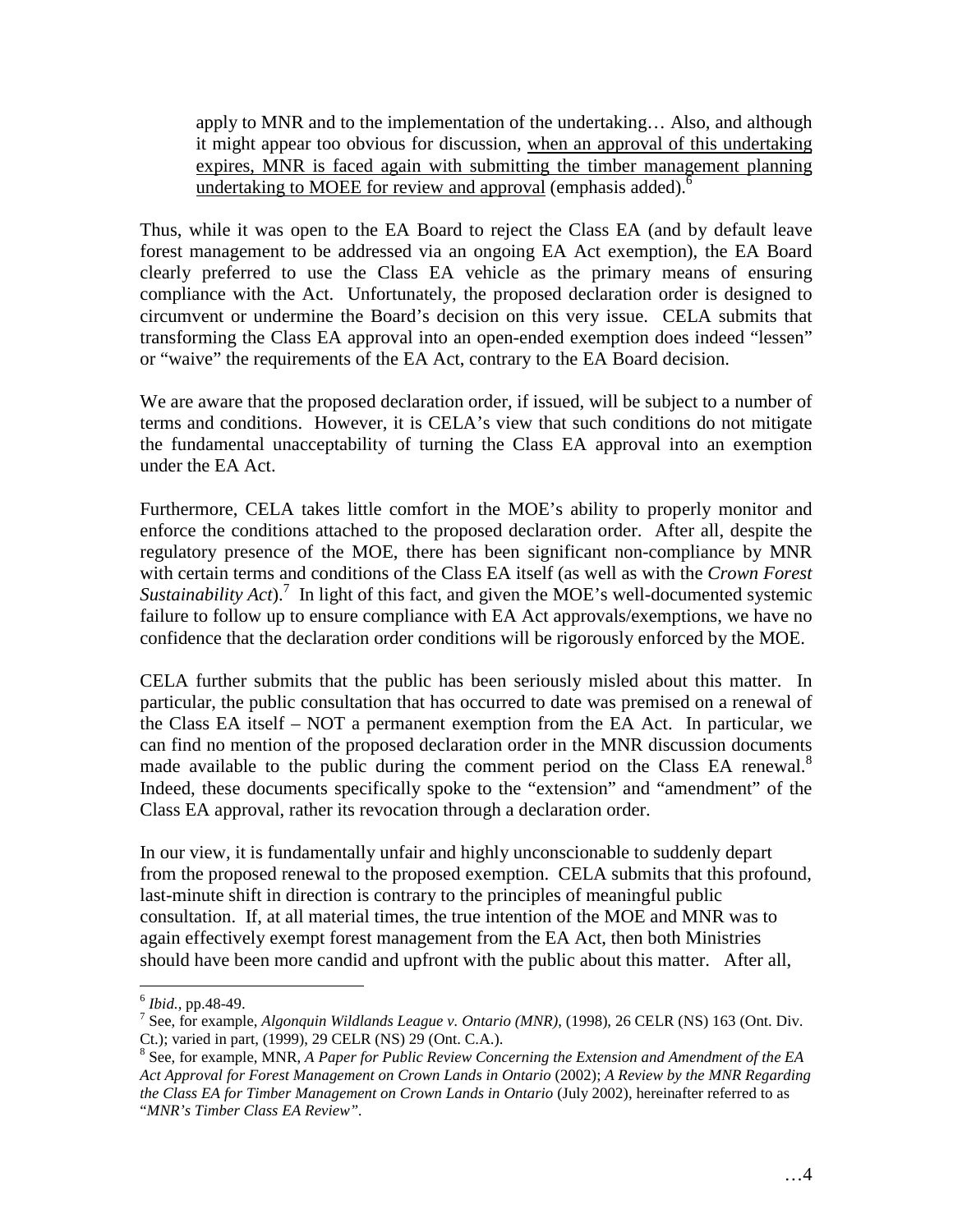> apply to MNR and to the implementation of the undertaking… Also, and although it might appear too obvious for discussion, <u>when an approval of this undertaking expires, MNR is faced again with submitting the timber management planning undertaking to MOEE for review and approval</u> (emphasis added).[6]

Thus, while it was open to the EA Board to reject the Class EA (and by default leave forest management to be addressed via an ongoing EA Act exemption), the EA Board clearly preferred to use the Class EA vehicle as the primary means of ensuring compliance with the Act. Unfortunately, the proposed declaration order is designed to circumvent or undermine the Board's decision on this very issue. CELA submits that transforming the Class EA approval into an open-ended exemption does indeed "lessen" or "waive" the requirements of the EA Act, contrary to the EA Board decision.

We are aware that the proposed declaration order, if issued, will be subject to a number of terms and conditions. However, it is CELA's view that such conditions do not mitigate the fundamental unacceptability of turning the Class EA approval into an exemption under the EA Act.

Furthermore, CELA takes little comfort in the MOE's ability to properly monitor and enforce the conditions attached to the proposed declaration order. After all, despite the regulatory presence of the MOE, there has been significant non-compliance by MNR with certain terms and conditions of the Class EA itself (as well as with the *Crown Forest Sustainability Act*).[7] In light of this fact, and given the MOE's well-documented systemic failure to follow up to ensure compliance with EA Act approvals/exemptions, we have no confidence that the declaration order conditions will be rigorously enforced by the MOE.

CELA further submits that the public has been seriously misled about this matter. In particular, the public consultation that has occurred to date was premised on a renewal of the Class EA itself – NOT a permanent exemption from the EA Act. In particular, we can find no mention of the proposed declaration order in the MNR discussion documents made available to the public during the comment period on the Class EA renewal.[8] Indeed, these documents specifically spoke to the "extension" and "amendment" of the Class EA approval, rather its revocation through a declaration order.

In our view, it is fundamentally unfair and highly unconscionable to suddenly depart from the proposed renewal to the proposed exemption. CELA submits that this profound, last-minute shift in direction is contrary to the principles of meaningful public consultation. If, at all material times, the true intention of the MOE and MNR was to again effectively exempt forest management from the EA Act, then both Ministries should have been more candid and upfront with the public about this matter. After all,

---

[6] *Ibid.*, pp.48-49.

[7] See, for example, *Algonquin Wildlands League v. Ontario (MNR)*, (1998), 26 CELR (NS) 163 (Ont. Div. Ct.); varied in part, (1999), 29 CELR (NS) 29 (Ont. C.A.).

[8] See, for example, MNR, *A Paper for Public Review Concerning the Extension and Amendment of the EA Act Approval for Forest Management on Crown Lands in Ontario* (2002); *A Review by the MNR Regarding the Class EA for Timber Management on Crown Lands in Ontario* (July 2002), hereinafter referred to as "*MNR's Timber Class EA Review"*.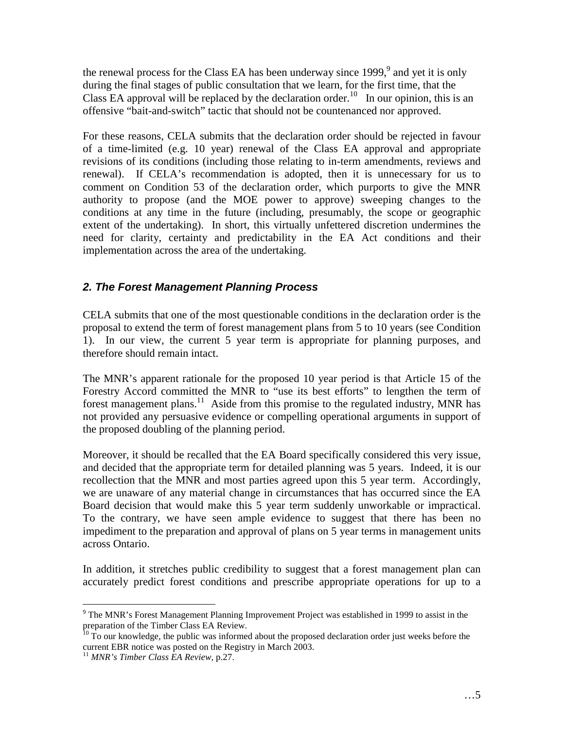the renewal process for the Class EA has been underway since 1999,[9] and yet it is only during the final stages of public consultation that we learn, for the first time, that the Class EA approval will be replaced by the declaration order.[10] In our opinion, this is an offensive "bait-and-switch" tactic that should not be countenanced nor approved.

For these reasons, CELA submits that the declaration order should be rejected in favour of a time-limited (e.g. 10 year) renewal of the Class EA approval and appropriate revisions of its conditions (including those relating to in-term amendments, reviews and renewal). If CELA's recommendation is adopted, then it is unnecessary for us to comment on Condition 53 of the declaration order, which purports to give the MNR authority to propose (and the MOE power to approve) sweeping changes to the conditions at any time in the future (including, presumably, the scope or geographic extent of the undertaking). In short, this virtually unfettered discretion undermines the need for clarity, certainty and predictability in the EA Act conditions and their implementation across the area of the undertaking.

### *2. The Forest Management Planning Process*

CELA submits that one of the most questionable conditions in the declaration order is the proposal to extend the term of forest management plans from 5 to 10 years (see Condition 1). In our view, the current 5 year term is appropriate for planning purposes, and therefore should remain intact.

The MNR's apparent rationale for the proposed 10 year period is that Article 15 of the Forestry Accord committed the MNR to "use its best efforts" to lengthen the term of forest management plans.[11] Aside from this promise to the regulated industry, MNR has not provided any persuasive evidence or compelling operational arguments in support of the proposed doubling of the planning period.

Moreover, it should be recalled that the EA Board specifically considered this very issue, and decided that the appropriate term for detailed planning was 5 years. Indeed, it is our recollection that the MNR and most parties agreed upon this 5 year term. Accordingly, we are unaware of any material change in circumstances that has occurred since the EA Board decision that would make this 5 year term suddenly unworkable or impractical. To the contrary, we have seen ample evidence to suggest that there has been no impediment to the preparation and approval of plans on 5 year terms in management units across Ontario.

In addition, it stretches public credibility to suggest that a forest management plan can accurately predict forest conditions and prescribe appropriate operations for up to a

---

[9] The MNR's Forest Management Planning Improvement Project was established in 1999 to assist in the preparation of the Timber Class EA Review.

[10] To our knowledge, the public was informed about the proposed declaration order just weeks before the current EBR notice was posted on the Registry in March 2003.

[11] *MNR's Timber Class EA Review*, p.27.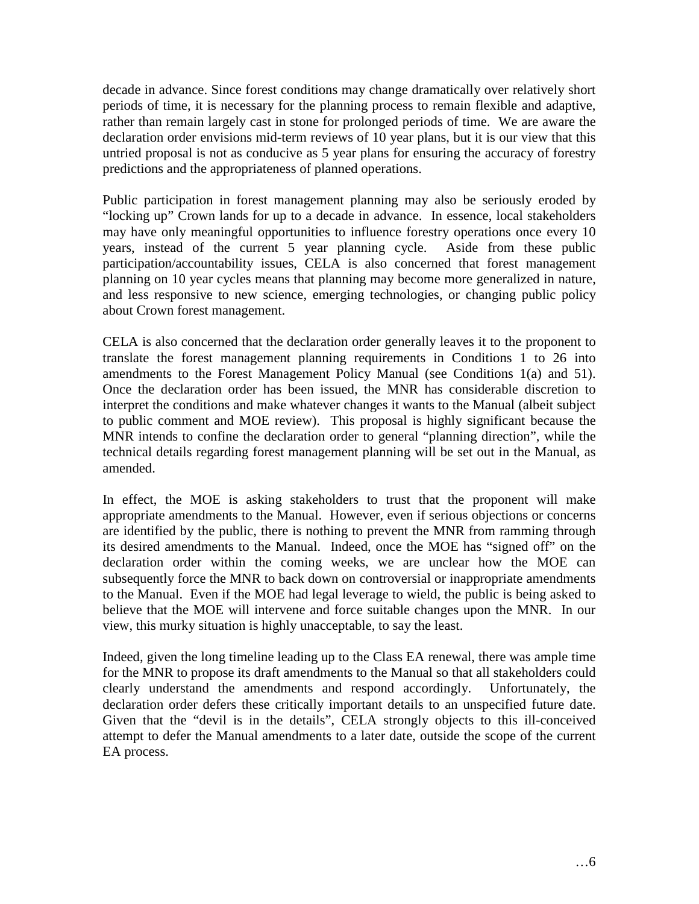decade in advance. Since forest conditions may change dramatically over relatively short periods of time, it is necessary for the planning process to remain flexible and adaptive, rather than remain largely cast in stone for prolonged periods of time. We are aware the declaration order envisions mid-term reviews of 10 year plans, but it is our view that this untried proposal is not as conducive as 5 year plans for ensuring the accuracy of forestry predictions and the appropriateness of planned operations.

Public participation in forest management planning may also be seriously eroded by "locking up" Crown lands for up to a decade in advance. In essence, local stakeholders may have only meaningful opportunities to influence forestry operations once every 10 years, instead of the current 5 year planning cycle. Aside from these public participation/accountability issues, CELA is also concerned that forest management planning on 10 year cycles means that planning may become more generalized in nature, and less responsive to new science, emerging technologies, or changing public policy about Crown forest management.

CELA is also concerned that the declaration order generally leaves it to the proponent to translate the forest management planning requirements in Conditions 1 to 26 into amendments to the Forest Management Policy Manual (see Conditions 1(a) and 51). Once the declaration order has been issued, the MNR has considerable discretion to interpret the conditions and make whatever changes it wants to the Manual (albeit subject to public comment and MOE review). This proposal is highly significant because the MNR intends to confine the declaration order to general "planning direction", while the technical details regarding forest management planning will be set out in the Manual, as amended.

In effect, the MOE is asking stakeholders to trust that the proponent will make appropriate amendments to the Manual. However, even if serious objections or concerns are identified by the public, there is nothing to prevent the MNR from ramming through its desired amendments to the Manual. Indeed, once the MOE has "signed off" on the declaration order within the coming weeks, we are unclear how the MOE can subsequently force the MNR to back down on controversial or inappropriate amendments to the Manual. Even if the MOE had legal leverage to wield, the public is being asked to believe that the MOE will intervene and force suitable changes upon the MNR. In our view, this murky situation is highly unacceptable, to say the least.

Indeed, given the long timeline leading up to the Class EA renewal, there was ample time for the MNR to propose its draft amendments to the Manual so that all stakeholders could clearly understand the amendments and respond accordingly. Unfortunately, the declaration order defers these critically important details to an unspecified future date. Given that the "devil is in the details", CELA strongly objects to this ill-conceived attempt to defer the Manual amendments to a later date, outside the scope of the current EA process.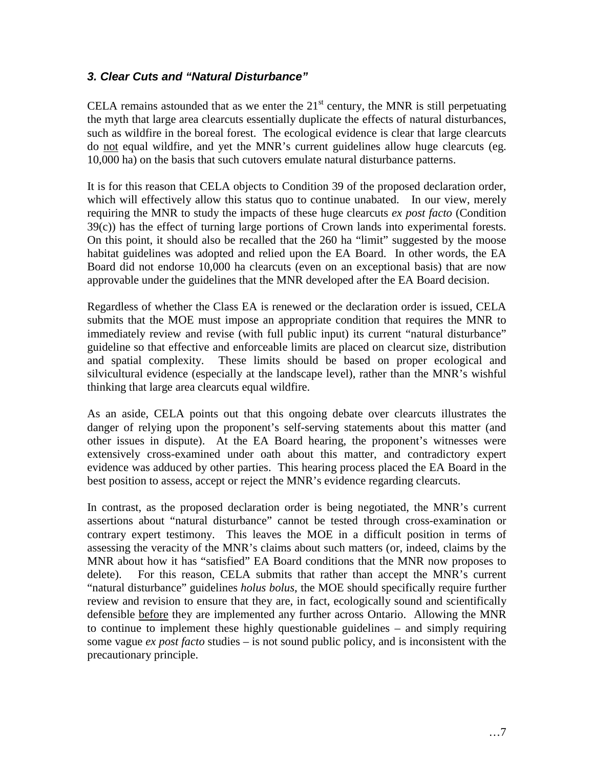### ***3. Clear Cuts and "Natural Disturbance"***

CELA remains astounded that as we enter the 21st century, the MNR is still perpetuating the myth that large area clearcuts essentially duplicate the effects of natural disturbances, such as wildfire in the boreal forest. The ecological evidence is clear that large clearcuts do <u>not</u> equal wildfire, and yet the MNR's current guidelines allow huge clearcuts (eg. 10,000 ha) on the basis that such cutovers emulate natural disturbance patterns.

It is for this reason that CELA objects to Condition 39 of the proposed declaration order, which will effectively allow this status quo to continue unabated. In our view, merely requiring the MNR to study the impacts of these huge clearcuts *ex post facto* (Condition 39(c)) has the effect of turning large portions of Crown lands into experimental forests. On this point, it should also be recalled that the 260 ha "limit" suggested by the moose habitat guidelines was adopted and relied upon the EA Board. In other words, the EA Board did not endorse 10,000 ha clearcuts (even on an exceptional basis) that are now approvable under the guidelines that the MNR developed after the EA Board decision.

Regardless of whether the Class EA is renewed or the declaration order is issued, CELA submits that the MOE must impose an appropriate condition that requires the MNR to immediately review and revise (with full public input) its current "natural disturbance" guideline so that effective and enforceable limits are placed on clearcut size, distribution and spatial complexity. These limits should be based on proper ecological and silvicultural evidence (especially at the landscape level), rather than the MNR's wishful thinking that large area clearcuts equal wildfire.

As an aside, CELA points out that this ongoing debate over clearcuts illustrates the danger of relying upon the proponent's self-serving statements about this matter (and other issues in dispute). At the EA Board hearing, the proponent's witnesses were extensively cross-examined under oath about this matter, and contradictory expert evidence was adduced by other parties. This hearing process placed the EA Board in the best position to assess, accept or reject the MNR's evidence regarding clearcuts.

In contrast, as the proposed declaration order is being negotiated, the MNR's current assertions about "natural disturbance" cannot be tested through cross-examination or contrary expert testimony. This leaves the MOE in a difficult position in terms of assessing the veracity of the MNR's claims about such matters (or, indeed, claims by the MNR about how it has "satisfied" EA Board conditions that the MNR now proposes to delete). For this reason, CELA submits that rather than accept the MNR's current "natural disturbance" guidelines *holus bolus*, the MOE should specifically require further review and revision to ensure that they are, in fact, ecologically sound and scientifically defensible <u>before</u> they are implemented any further across Ontario. Allowing the MNR to continue to implement these highly questionable guidelines – and simply requiring some vague *ex post facto* studies – is not sound public policy, and is inconsistent with the precautionary principle.

…7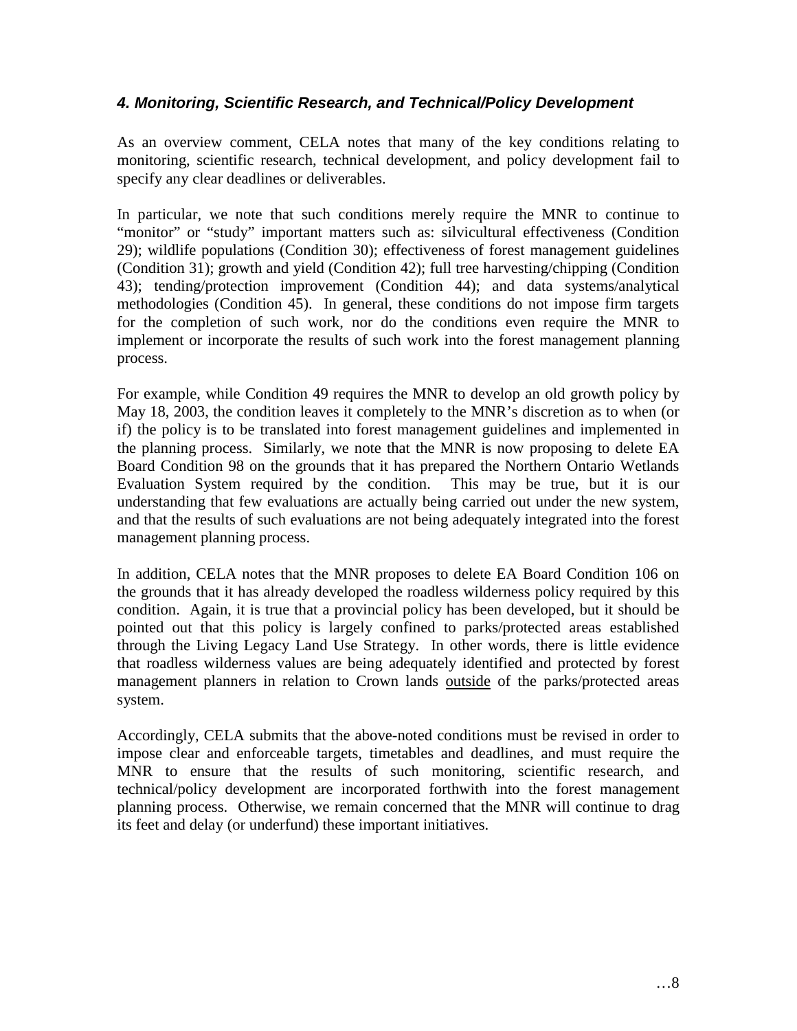### *4. Monitoring, Scientific Research, and Technical/Policy Development*

As an overview comment, CELA notes that many of the key conditions relating to monitoring, scientific research, technical development, and policy development fail to specify any clear deadlines or deliverables.

In particular, we note that such conditions merely require the MNR to continue to "monitor" or "study" important matters such as: silvicultural effectiveness (Condition 29); wildlife populations (Condition 30); effectiveness of forest management guidelines (Condition 31); growth and yield (Condition 42); full tree harvesting/chipping (Condition 43); tending/protection improvement (Condition 44); and data systems/analytical methodologies (Condition 45). In general, these conditions do not impose firm targets for the completion of such work, nor do the conditions even require the MNR to implement or incorporate the results of such work into the forest management planning process.

For example, while Condition 49 requires the MNR to develop an old growth policy by May 18, 2003, the condition leaves it completely to the MNR's discretion as to when (or if) the policy is to be translated into forest management guidelines and implemented in the planning process. Similarly, we note that the MNR is now proposing to delete EA Board Condition 98 on the grounds that it has prepared the Northern Ontario Wetlands Evaluation System required by the condition. This may be true, but it is our understanding that few evaluations are actually being carried out under the new system, and that the results of such evaluations are not being adequately integrated into the forest management planning process.

In addition, CELA notes that the MNR proposes to delete EA Board Condition 106 on the grounds that it has already developed the roadless wilderness policy required by this condition. Again, it is true that a provincial policy has been developed, but it should be pointed out that this policy is largely confined to parks/protected areas established through the Living Legacy Land Use Strategy. In other words, there is little evidence that roadless wilderness values are being adequately identified and protected by forest management planners in relation to Crown lands <u>outside</u> of the parks/protected areas system.

Accordingly, CELA submits that the above-noted conditions must be revised in order to impose clear and enforceable targets, timetables and deadlines, and must require the MNR to ensure that the results of such monitoring, scientific research, and technical/policy development are incorporated forthwith into the forest management planning process. Otherwise, we remain concerned that the MNR will continue to drag its feet and delay (or underfund) these important initiatives.

…8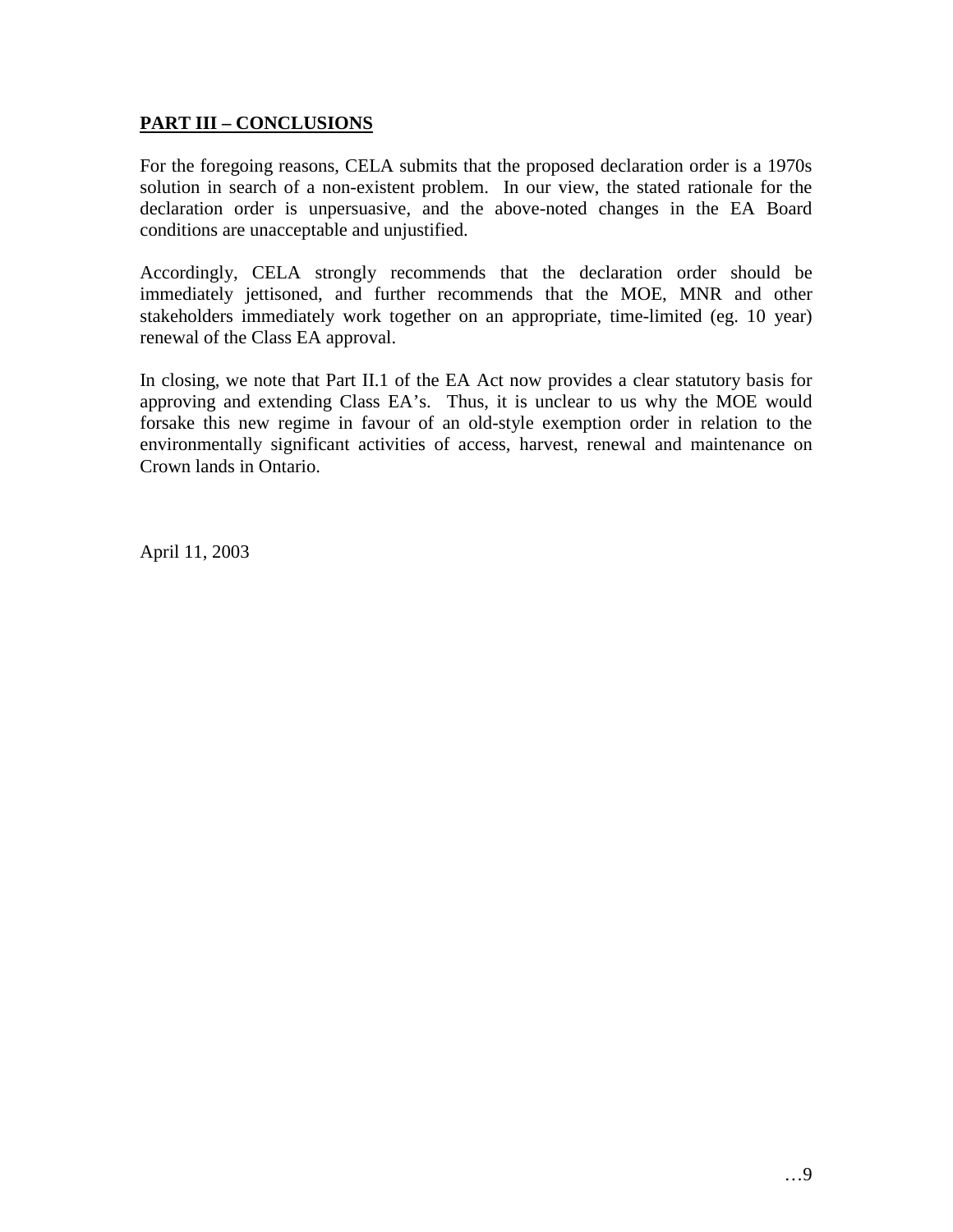## **PART III – CONCLUSIONS**

For the foregoing reasons, CELA submits that the proposed declaration order is a 1970s solution in search of a non-existent problem. In our view, the stated rationale for the declaration order is unpersuasive, and the above-noted changes in the EA Board conditions are unacceptable and unjustified.

Accordingly, CELA strongly recommends that the declaration order should be immediately jettisoned, and further recommends that the MOE, MNR and other stakeholders immediately work together on an appropriate, time-limited (eg. 10 year) renewal of the Class EA approval.

In closing, we note that Part II.1 of the EA Act now provides a clear statutory basis for approving and extending Class EA's. Thus, it is unclear to us why the MOE would forsake this new regime in favour of an old-style exemption order in relation to the environmentally significant activities of access, harvest, renewal and maintenance on Crown lands in Ontario.

April 11, 2003

…9